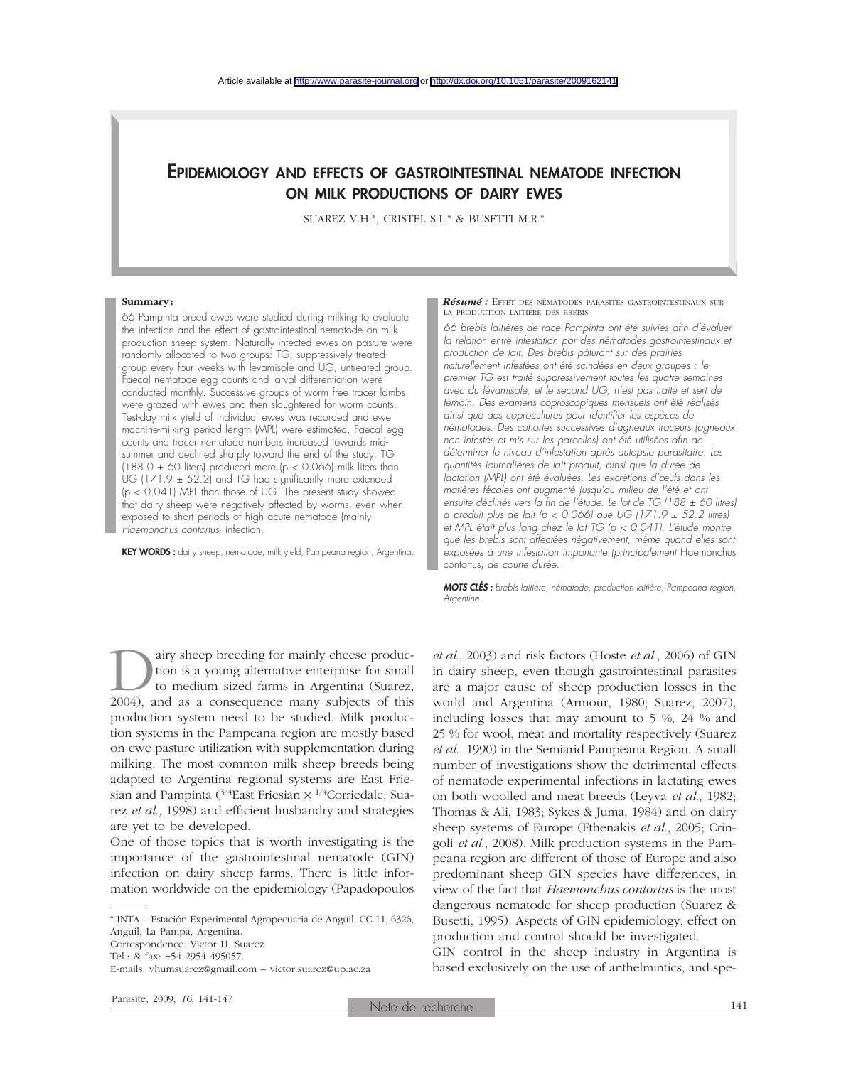Article available at http://www.parasite-journal.org or http://dx.doi.org/10.1051/parasite/2009162141

# EPIDEMIOLOGY AND EFFECTS OF GASTROINTESTINAL NEMATODE INFECTION ON MILK PRODUCTIONS OF DAIRY EWES

SUAREZ V.H.*, CRISTEL S.L.* & BUSETTI M.R.*

**Summary:**

66 Pampinta breed ewes were studied during milking to evaluate the infection and the effect of gastrointestinal nematode on milk production sheep system. Naturally infected ewes on pasture were randomly allocated to two groups: TG, suppressively treated group every four weeks with levamisole and UG, untreated group. Faecal nematode egg counts and larval differentiation were conducted monthly. Successive groups of worm free tracer lambs were grazed with ewes and then slaughtered for worm counts. Test-day milk yield of individual ewes was recorded and ewe machine-milking period length (MPL) were estimated. Faecal egg counts and tracer nematode numbers increased towards mid-summer and declined sharply toward the end of the study. TG (188.0 ± 60 liters) produced more ($p < 0.066$) milk liters than UG (171.9 ± 52.2) and TG had significantly more extended ($p < 0.041$) MPL than those of UG. The present study showed that dairy sheep were negatively affected by worms, even when exposed to short periods of high acute nematode (mainly *Haemonchus contortus*) infection.

**KEY WORDS:** dairy sheep, nematode, milk yield, Pampeana region, Argentina.

***Résumé :*** EFFET DES NÉMATODES PARASITES GASTROINTESTINAUX SUR LA PRODUCTION LAITIÈRE DES BREBIS

*66 brebis laitières de race Pampinta ont été suivies afin d'évaluer la relation entre infestation par des nématodes gastrointestinaux et production de lait. Des brebis pâturant sur des prairies naturellement infestées ont été scindées en deux groupes : le premier TG est traité suppressivement toutes les quatre semaines avec du lévamisole, et le second UG, n'est pas traité et sert de témoin. Des examens coproscopiques mensuels ont été réalisés ainsi que des coprocultures pour identifier les espèces de nématodes. Des cohortes successives d'agneaux traceurs (agneaux non infestés et mis sur les parcelles) ont été utilisées afin de déterminer le niveau d'infestation après autopsie parasitaire. Les quantités journalières de lait produit, ainsi que la durée de lactation (MPL) ont été évaluées. Les excrétions d'œufs dans les matières fécales ont augmenté jusqu'au milieu de l'été et ont ensuite déclinés vers la fin de l'étude. Le lot de TG (188 ± 60 litres) a produit plus de lait ($p < 0.066$) que UG (171.9 ± 52.2 litres) et MPL était plus long chez le lot TG ($p < 0.041$). L'étude montre que les brebis sont affectées négativement, même quand elles sont exposées à une infestation importante (principalement* Haemonchus contortus*) de courte durée.*

***MOTS CLÉS :*** *brebis laitière, nématode, production laitière, Pampeana region, Argentine.*

Dairy sheep breeding for mainly cheese production is a young alternative enterprise for small to medium sized farms in Argentina (Suarez, 2004), and as a consequence many subjects of this production system need to be studied. Milk production systems in the Pampeana region are mostly based on ewe pasture utilization with supplementation during milking. The most common milk sheep breeds being adapted to Argentina regional systems are East Friesian and Pampinta ($^{3/4}$East Friesian × $^{1/4}$Corriedale; Suarez *et al.*, 1998) and efficient husbandry and strategies are yet to be developed.

One of those topics that is worth investigating is the importance of the gastrointestinal nematode (GIN) infection on dairy sheep farms. There is little information worldwide on the epidemiology (Papadopoulos *et al.*, 2003) and risk factors (Hoste *et al.*, 2006) of GIN in dairy sheep, even though gastrointestinal parasites are a major cause of sheep production losses in the world and Argentina (Armour, 1980; Suarez, 2007), including losses that may amount to 5 %, 24 % and 25 % for wool, meat and mortality respectively (Suarez *et al.*, 1990) in the Semiarid Pampeana Region. A small number of investigations show the detrimental effects of nematode experimental infections in lactating ewes on both woolled and meat breeds (Leyva *et al.*, 1982; Thomas & Ali, 1983; Sykes & Juma, 1984) and on dairy sheep systems of Europe (Fthenakis *et al.*, 2005; Cringoli *et al.*, 2008). Milk production systems in the Pampeana region are different of those of Europe and also predominant sheep GIN species have differences, in view of the fact that *Haemonchus contortus* is the most dangerous nematode for sheep production (Suarez & Busetti, 1995). Aspects of GIN epidemiology, effect on production and control should be investigated.

GIN control in the sheep industry in Argentina is based exclusively on the use of anthelmintics, and spe-

* INTA – Estación Experimental Agropecuaria de Anguil, CC 11, 6326, Anguil, La Pampa, Argentina.
Correspondence: Victor H. Suarez
Tel.: & fax: +54 2954 495057.
E-mails: vhumsuarez@gmail.com – victor.suarez@up.ac.za

Note de recherche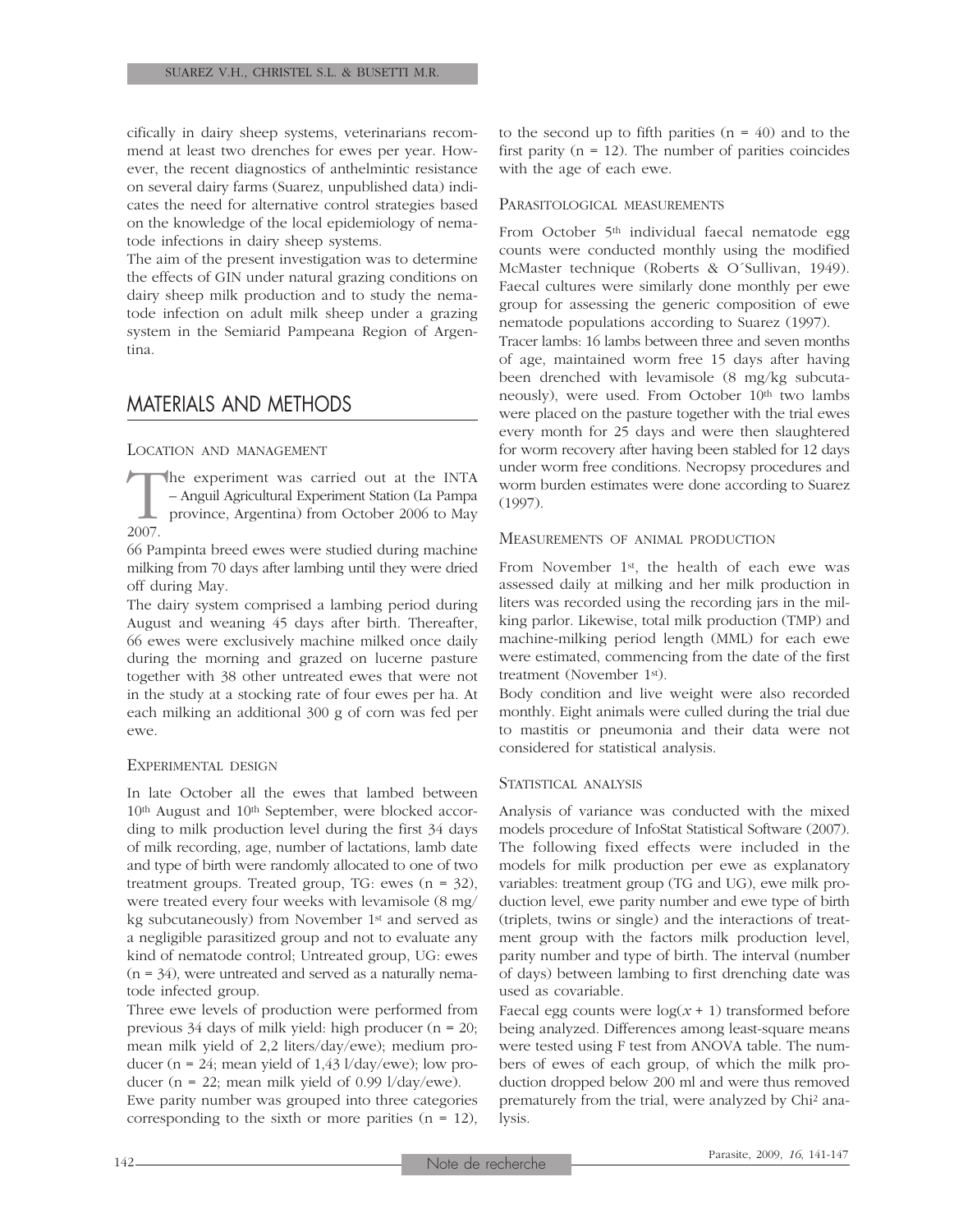cifically in dairy sheep systems, veterinarians recommend at least two drenches for ewes per year. However, the recent diagnostics of anthelmintic resistance on several dairy farms (Suarez, unpublished data) indicates the need for alternative control strategies based on the knowledge of the local epidemiology of nematode infections in dairy sheep systems.

The aim of the present investigation was to determine the effects of GIN under natural grazing conditions on dairy sheep milk production and to study the nematode infection on adult milk sheep under a grazing system in the Semiarid Pampeana Region of Argentina.

## MATERIALS AND METHODS

### LOCATION AND MANAGEMENT

The experiment was carried out at the INTA – Anguil Agricultural Experiment Station (La Pampa province, Argentina) from October 2006 to May 2007.

66 Pampinta breed ewes were studied during machine milking from 70 days after lambing until they were dried off during May.

The dairy system comprised a lambing period during August and weaning 45 days after birth. Thereafter, 66 ewes were exclusively machine milked once daily during the morning and grazed on lucerne pasture together with 38 other untreated ewes that were not in the study at a stocking rate of four ewes per ha. At each milking an additional 300 g of corn was fed per ewe.

### EXPERIMENTAL DESIGN

In late October all the ewes that lambed between 10th August and 10th September, were blocked according to milk production level during the first 34 days of milk recording, age, number of lactations, lamb date and type of birth were randomly allocated to one of two treatment groups. Treated group, TG: ewes (n = 32), were treated every four weeks with levamisole (8 mg/kg subcutaneously) from November 1st and served as a negligible parasitized group and not to evaluate any kind of nematode control; Untreated group, UG: ewes (n = 34), were untreated and served as a naturally nematode infected group.

Three ewe levels of production were performed from previous 34 days of milk yield: high producer (n = 20; mean milk yield of 2,2 liters/day/ewe); medium producer (n = 24; mean yield of 1,43 l/day/ewe); low producer (n = 22; mean milk yield of 0.99 l/day/ewe).

Ewe parity number was grouped into three categories corresponding to the sixth or more parities (n = 12), to the second up to fifth parities (n = 40) and to the first parity (n = 12). The number of parities coincides with the age of each ewe.

### PARASITOLOGICAL MEASUREMENTS

From October 5th individual faecal nematode egg counts were conducted monthly using the modified McMaster technique (Roberts & O´Sullivan, 1949). Faecal cultures were similarly done monthly per ewe group for assessing the generic composition of ewe nematode populations according to Suarez (1997).

Tracer lambs: 16 lambs between three and seven months of age, maintained worm free 15 days after having been drenched with levamisole (8 mg/kg subcutaneously), were used. From October 10th two lambs were placed on the pasture together with the trial ewes every month for 25 days and were then slaughtered for worm recovery after having been stabled for 12 days under worm free conditions. Necropsy procedures and worm burden estimates were done according to Suarez (1997).

### MEASUREMENTS OF ANIMAL PRODUCTION

From November 1st, the health of each ewe was assessed daily at milking and her milk production in liters was recorded using the recording jars in the milking parlor. Likewise, total milk production (TMP) and machine-milking period length (MML) for each ewe were estimated, commencing from the date of the first treatment (November 1st).

Body condition and live weight were also recorded monthly. Eight animals were culled during the trial due to mastitis or pneumonia and their data were not considered for statistical analysis.

### STATISTICAL ANALYSIS

Analysis of variance was conducted with the mixed models procedure of InfoStat Statistical Software (2007). The following fixed effects were included in the models for milk production per ewe as explanatory variables: treatment group (TG and UG), ewe milk production level, ewe parity number and ewe type of birth (triplets, twins or single) and the interactions of treatment group with the factors milk production level, parity number and type of birth. The interval (number of days) between lambing to first drenching date was used as covariable.

Faecal egg counts were $\log(x + 1)$ transformed before being analyzed. Differences among least-square means were tested using F test from ANOVA table. The numbers of ewes of each group, of which the milk production dropped below 200 ml and were thus removed prematurely from the trial, were analyzed by $Chi^2$ analysis.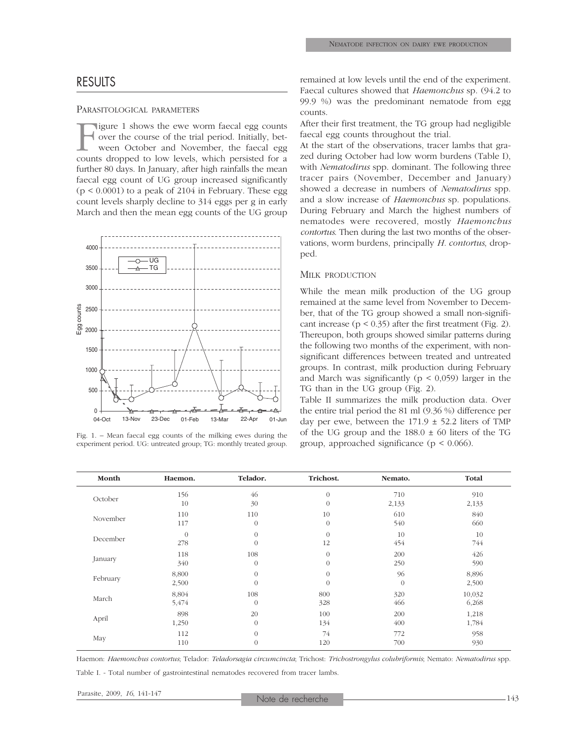## RESULTS

### PARASITOLOGICAL PARAMETERS

Figure 1 shows the ewe worm faecal egg counts over the course of the trial period. Initially, between October and November, the faecal egg counts dropped to low levels, which persisted for a further 80 days. In January, after high rainfalls the mean faecal egg count of UG group increased significantly ($p < 0.0001$) to a peak of 2104 in February. These egg count levels sharply decline to 314 eggs per g in early March and then the mean egg counts of the UG group remained at low levels until the end of the experiment. Faecal cultures showed that *Haemonchus* sp. (94.2 to 99.9 %) was the predominant nematode from egg counts.

Fig. 1. – Mean faecal egg counts of the milking ewes during the experiment period. UG: untreated group; TG: monthly treated group.

After their first treatment, the TG group had negligible faecal egg counts throughout the trial.

At the start of the observations, tracer lambs that grazed during October had low worm burdens (Table I), with *Nematodirus* spp. dominant. The following three tracer pairs (November, December and January) showed a decrease in numbers of *Nematodirus* spp. and a slow increase of *Haemonchus* sp. populations. During February and March the highest numbers of nematodes were recovered, mostly *Haemonchus contortus*. Then during the last two months of the observations, worm burdens, principally *H. contortus*, dropped.

### MILK PRODUCTION

While the mean milk production of the UG group remained at the same level from November to December, that of the TG group showed a small non-significant increase ($p < 0.35$) after the first treatment (Fig. 2). Thereupon, both groups showed similar patterns during the following two months of the experiment, with non-significant differences between treated and untreated groups. In contrast, milk production during February and March was significantly ($p < 0,059$) larger in the TG than in the UG group (Fig. 2).

Table II summarizes the milk production data. Over the entire trial period the 81 ml (9.36 %) difference per day per ewe, between the 171.9 ± 52.2 liters of TMP of the UG group and the 188.0 ± 60 liters of the TG group, approached significance ($p < 0.066$).

| Month | Haemon. | Telador. | Trichost. | Nemato. | Total |
|---|---|---|---|---|---|
| October | 156 | 46 | 0 | 710 | 910 |
| | 10 | 30 | 0 | 2,133 | 2,133 |
| November | 110 | 110 | 10 | 610 | 840 |
| | 117 | 0 | 0 | 540 | 660 |
| December | 0 | 0 | 0 | 10 | 10 |
| | 278 | 0 | 12 | 454 | 744 |
| January | 118 | 108 | 0 | 200 | 426 |
| | 340 | 0 | 0 | 250 | 590 |
| February | 8,800 | 0 | 0 | 96 | 8,896 |
| | 2,500 | 0 | 0 | 0 | 2,500 |
| March | 8,804 | 108 | 800 | 320 | 10,032 |
| | 5,474 | 0 | 328 | 466 | 6,268 |
| April | 898 | 20 | 100 | 200 | 1,218 |
| | 1,250 | 0 | 134 | 400 | 1,784 |
| May | 112 | 0 | 74 | 772 | 958 |
| | 110 | 0 | 120 | 700 | 930 |

Haemon: *Haemonchus contortus*; Telador: *Teladorsagia circumcincta*; Trichost: *Trichostrongylus colubriformis*; Nemato: *Nematodirus* spp.

Table I. - Total number of gastrointestinal nematodes recovered from tracer lambs.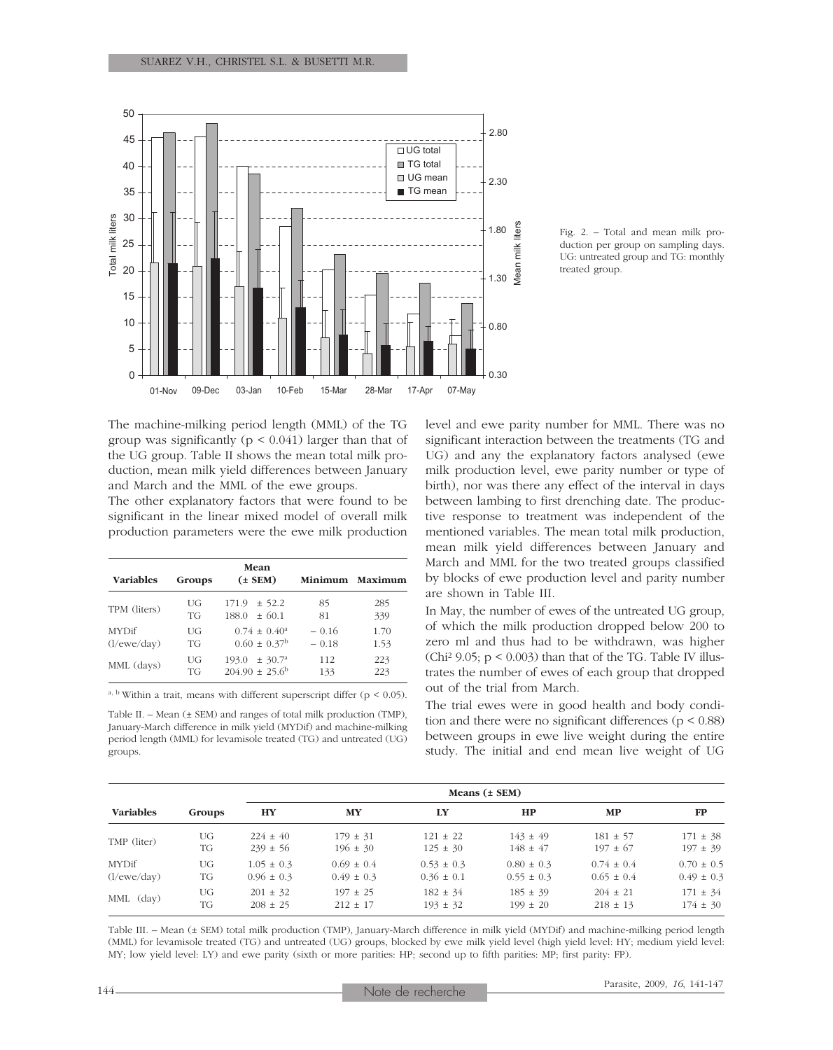Fig. 2. – Total and mean milk production per group on sampling days. UG: untreated group and TG: monthly treated group.

The machine-milking period length (MML) of the TG group was significantly ($p < 0.041$) larger than that of the UG group. Table II shows the mean total milk production, mean milk yield differences between January and March and the MML of the ewe groups.

The other explanatory factors that were found to be significant in the linear mixed model of overall milk production parameters were the ewe milk production level and ewe parity number for MML. There was no significant interaction between the treatments (TG and UG) and any the explanatory factors analysed (ewe milk production level, ewe parity number or type of birth), nor was there any effect of the interval in days between lambing to first drenching date. The productive response to treatment was independent of the mentioned variables. The mean total milk production, mean milk yield differences between January and March and MML for the two treated groups classified by blocks of ewe production level and parity number are shown in Table III.

In May, the number of ewes of the untreated UG group, of which the milk production dropped below 200 to zero ml and thus had to be withdrawn, was higher (Chi² 9.05; $p < 0.003$) than that of the TG. Table IV illustrates the number of ewes of each group that dropped out of the trial from March.

The trial ewes were in good health and body condition and there were no significant differences ($p < 0.88$) between groups in ewe live weight during the entire study. The initial and end mean live weight of UG

| Variables | Groups | Mean (± SEM) | Minimum | Maximum |
|---|---|---|---|---|
| TPM (liters) | UG | 171.9 ± 52.2 | 85 | 285 |
| | TG | 188.0 ± 60.1 | 81 | 339 |
| MYDif (l/ewe/day) | UG | 0.74 ± 0.40[a] | – 0.16 | 1.70 |
| | TG | 0.60 ± 0.37[b] | – 0.18 | 1.53 |
| MML (days) | UG | 193.0 ± 30.7[a] | 112 | 223 |
| | TG | 204.90 ± 25.6[b] | 133 | 223 |

[a, b] Within a trait, means with different superscript differ ($p < 0.05$).

Table II. – Mean (± SEM) and ranges of total milk production (TMP), January-March difference in milk yield (MYDif) and machine-milking period length (MML) for levamisole treated (TG) and untreated (UG) groups.

| Variables | Groups | Means (± SEM) | | | | | |
|---|---|---|---|---|---|---|---|
| | | HY | MY | LY | HP | MP | FP |
| TMP (liter) | UG | 224 ± 40 | 179 ± 31 | 121 ± 22 | 143 ± 49 | 181 ± 57 | 171 ± 38 |
| | TG | 239 ± 56 | 196 ± 30 | 125 ± 30 | 148 ± 47 | 197 ± 67 | 197 ± 39 |
| MYDif (l/ewe/day) | UG | 1.05 ± 0.3 | 0.69 ± 0.4 | 0.53 ± 0.3 | 0.80 ± 0.3 | 0.74 ± 0.4 | 0.70 ± 0.5 |
| | TG | 0.96 ± 0.3 | 0.49 ± 0.3 | 0.36 ± 0.1 | 0.55 ± 0.3 | 0.65 ± 0.4 | 0.49 ± 0.3 |
| MML (day) | UG | 201 ± 32 | 197 ± 25 | 182 ± 34 | 185 ± 39 | 204 ± 21 | 171 ± 34 |
| | TG | 208 ± 25 | 212 ± 17 | 193 ± 32 | 199 ± 20 | 218 ± 13 | 174 ± 30 |

Table III. – Mean (± SEM) total milk production (TMP), January-March difference in milk yield (MYDif) and machine-milking period length (MML) for levamisole treated (TG) and untreated (UG) groups, blocked by ewe milk yield level (high yield level: HY; medium yield level: MY; low yield level: LY) and ewe parity (sixth or more parities: HP; second up to fifth parities: MP; first parity: FP).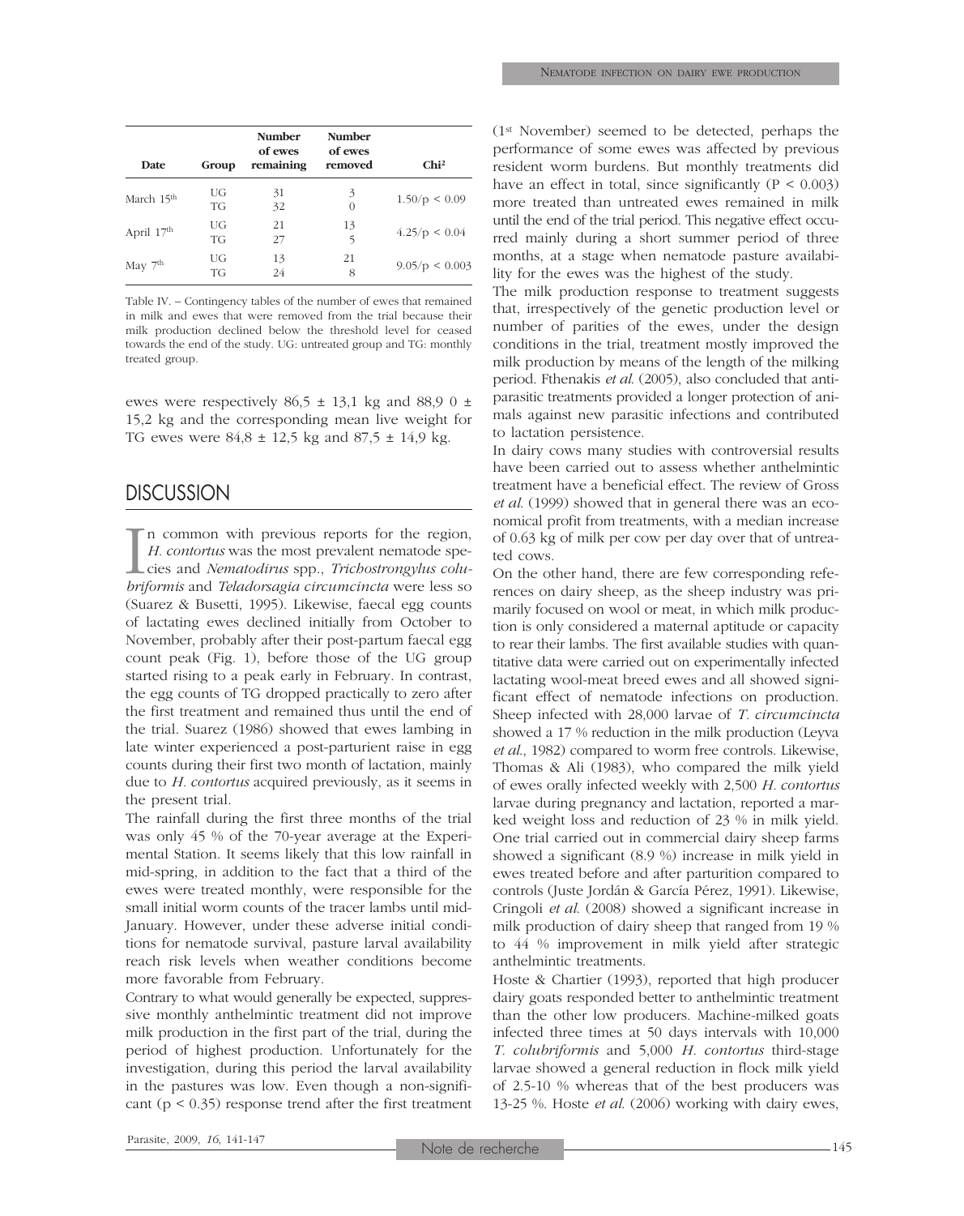| Date | Group | Number of ewes remaining | Number of ewes removed | Chi² |
|---|---|---|---|---|
| March 15th | UG | 31 | 3 | 1.50/p < 0.09 |
| | TG | 32 | 0 | |
| April 17th | UG | 21 | 13 | 4.25/p < 0.04 |
| | TG | 27 | 5 | |
| May 7th | UG | 13 | 21 | 9.05/p < 0.003 |
| | TG | 24 | 8 | |

Table IV. – Contingency tables of the number of ewes that remained in milk and ewes that were removed from the trial because their milk production declined below the threshold level for ceased towards the end of the study. UG: untreated group and TG: monthly treated group.

ewes were respectively 86,5 ± 13,1 kg and 88,9 0 ± 15,2 kg and the corresponding mean live weight for TG ewes were 84,8 ± 12,5 kg and 87,5 ± 14,9 kg.

## DISCUSSION

In common with previous reports for the region, *H. contortus* was the most prevalent nematode species and *Nematodirus* spp., *Trichostrongylus colubriformis* and *Teladorsagia circumcincta* were less so (Suarez & Busetti, 1995). Likewise, faecal egg counts of lactating ewes declined initially from October to November, probably after their post-partum faecal egg count peak (Fig. 1), before those of the UG group started rising to a peak early in February. In contrast, the egg counts of TG dropped practically to zero after the first treatment and remained thus until the end of the trial. Suarez (1986) showed that ewes lambing in late winter experienced a post-parturient raise in egg counts during their first two month of lactation, mainly due to *H. contortus* acquired previously, as it seems in the present trial.

The rainfall during the first three months of the trial was only 45 % of the 70-year average at the Experimental Station. It seems likely that this low rainfall in mid-spring, in addition to the fact that a third of the ewes were treated monthly, were responsible for the small initial worm counts of the tracer lambs until mid-January. However, under these adverse initial conditions for nematode survival, pasture larval availability reach risk levels when weather conditions become more favorable from February.

Contrary to what would generally be expected, suppressive monthly anthelmintic treatment did not improve milk production in the first part of the trial, during the period of highest production. Unfortunately for the investigation, during this period the larval availability in the pastures was low. Even though a non-significant ($p < 0.35$) response trend after the first treatment (1st November) seemed to be detected, perhaps the performance of some ewes was affected by previous resident worm burdens. But monthly treatments did have an effect in total, since significantly ($P < 0.003$) more treated than untreated ewes remained in milk until the end of the trial period. This negative effect occurred mainly during a short summer period of three months, at a stage when nematode pasture availability for the ewes was the highest of the study.

The milk production response to treatment suggests that, irrespectively of the genetic production level or number of parities of the ewes, under the design conditions in the trial, treatment mostly improved the milk production by means of the length of the milking period. Fthenakis *et al.* (2005), also concluded that antiparasitic treatments provided a longer protection of animals against new parasitic infections and contributed to lactation persistence.

In dairy cows many studies with controversial results have been carried out to assess whether anthelmintic treatment have a beneficial effect. The review of Gross *et al.* (1999) showed that in general there was an economical profit from treatments, with a median increase of 0.63 kg of milk per cow per day over that of untreated cows.

On the other hand, there are few corresponding references on dairy sheep, as the sheep industry was primarily focused on wool or meat, in which milk production is only considered a maternal aptitude or capacity to rear their lambs. The first available studies with quantitative data were carried out on experimentally infected lactating wool-meat breed ewes and all showed significant effect of nematode infections on production. Sheep infected with 28,000 larvae of *T. circumcincta* showed a 17 % reduction in the milk production (Leyva *et al.*, 1982) compared to worm free controls. Likewise, Thomas & Ali (1983), who compared the milk yield of ewes orally infected weekly with 2,500 *H. contortus* larvae during pregnancy and lactation, reported a marked weight loss and reduction of 23 % in milk yield. One trial carried out in commercial dairy sheep farms showed a significant (8.9 %) increase in milk yield in ewes treated before and after parturition compared to controls (Juste Jordán & García Pérez, 1991). Likewise, Cringoli *et al.* (2008) showed a significant increase in milk production of dairy sheep that ranged from 19 % to 44 % improvement in milk yield after strategic anthelmintic treatments.

Hoste & Chartier (1993), reported that high producer dairy goats responded better to anthelmintic treatment than the other low producers. Machine-milked goats infected three times at 50 days intervals with 10,000 *T. colubriformis* and 5,000 *H. contortus* third-stage larvae showed a general reduction in flock milk yield of 2.5-10 % whereas that of the best producers was 13-25 %. Hoste *et al.* (2006) working with dairy ewes,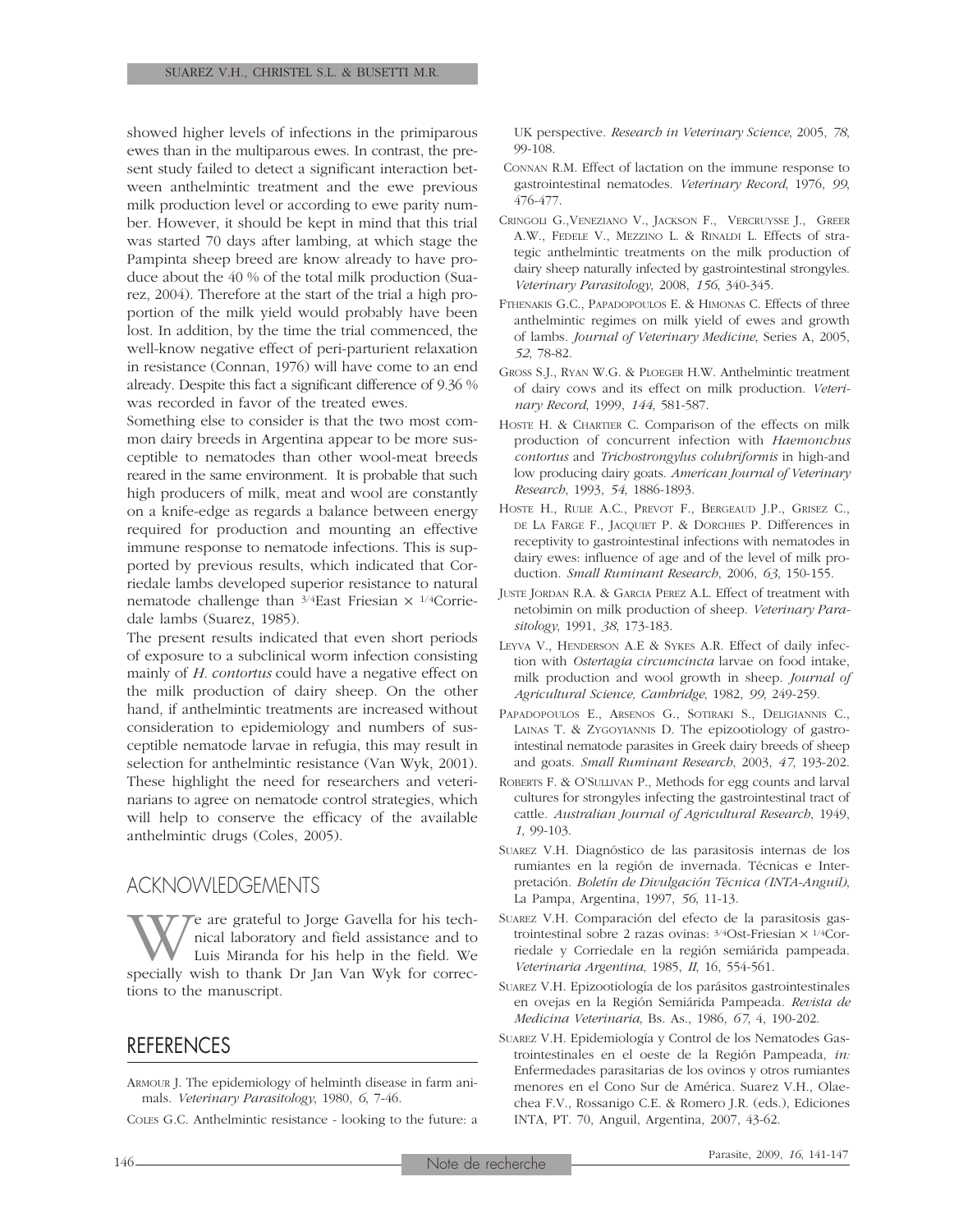showed higher levels of infections in the primiparous ewes than in the multiparous ewes. In contrast, the present study failed to detect a significant interaction between anthelmintic treatment and the ewe previous milk production level or according to ewe parity number. However, it should be kept in mind that this trial was started 70 days after lambing, at which stage the Pampinta sheep breed are know already to have produce about the 40 % of the total milk production (Suarez, 2004). Therefore at the start of the trial a high proportion of the milk yield would probably have been lost. In addition, by the time the trial commenced, the well-know negative effect of peri-parturient relaxation in resistance (Connan, 1976) will have come to an end already. Despite this fact a significant difference of 9.36 % was recorded in favor of the treated ewes.

Something else to consider is that the two most common dairy breeds in Argentina appear to be more susceptible to nematodes than other wool-meat breeds reared in the same environment. It is probable that such high producers of milk, meat and wool are constantly on a knife-edge as regards a balance between energy required for production and mounting an effective immune response to nematode infections. This is supported by previous results, which indicated that Corriedale lambs developed superior resistance to natural nematode challenge than $^{3/4}$East Friesian × $^{1/4}$Corriedale lambs (Suarez, 1985).

The present results indicated that even short periods of exposure to a subclinical worm infection consisting mainly of *H. contortus* could have a negative effect on the milk production of dairy sheep. On the other hand, if anthelmintic treatments are increased without consideration to epidemiology and numbers of susceptible nematode larvae in refugia, this may result in selection for anthelmintic resistance (Van Wyk, 2001). These highlight the need for researchers and veterinarians to agree on nematode control strategies, which will help to conserve the efficacy of the available anthelmintic drugs (Coles, 2005).

## ACKNOWLEDGEMENTS

We are grateful to Jorge Gavella for his technical laboratory and field assistance and to Luis Miranda for his help in the field. We specially wish to thank Dr Jan Van Wyk for corrections to the manuscript.

## REFERENCES

Armour J. The epidemiology of helminth disease in farm animals. *Veterinary Parasitology*, 1980, *6*, 7-46.

Coles G.C. Anthelmintic resistance - looking to the future: a UK perspective. *Research in Veterinary Science*, 2005, *78*, 99-108.

Connan R.M. Effect of lactation on the immune response to gastrointestinal nematodes. *Veterinary Record*, 1976, *99*, 476-477.

Cringoli G.,Veneziano V., Jackson F., Vercruysse J., Greer A.W., Fedele V., Mezzino L. & Rinaldi L. Effects of strategic anthelmintic treatments on the milk production of dairy sheep naturally infected by gastrointestinal strongyles. *Veterinary Parasitology*, 2008, *156*, 340-345.

Fthenakis G.C., Papadopoulos E. & Himonas C. Effects of three anthelmintic regimes on milk yield of ewes and growth of lambs. *Journal of Veterinary Medicine*, Series A, 2005, *52*, 78-82.

Gross S.J., Ryan W.G. & Ploeger H.W. Anthelmintic treatment of dairy cows and its effect on milk production. *Veterinary Record*, 1999, *144*, 581-587.

Hoste H. & Chartier C. Comparison of the effects on milk production of concurrent infection with *Haemonchus contortus* and *Trichostrongylus colubriformis* in high-and low producing dairy goats. *American Journal of Veterinary Research*, 1993, *54*, 1886-1893.

Hoste H., Rulie A.C., Prevot F., Bergeaud J.P., Grisez C., de La Farge F., Jacquiet P. & Dorchies P. Differences in receptivity to gastrointestinal infections with nematodes in dairy ewes: influence of age and of the level of milk production. *Small Ruminant Research*, 2006, *63*, 150-155.

Juste Jordan R.A. & Garcia Perez A.L. Effect of treatment with netobimin on milk production of sheep. *Veterinary Parasitology*, 1991, *38*, 173-183.

Leyva V., Henderson A.E & Sykes A.R. Effect of daily infection with *Ostertagia circumcincta* larvae on food intake, milk production and wool growth in sheep. *Journal of Agricultural Science, Cambridge*, 1982, *99*, 249-259.

Papadopoulos E., Arsenos G., Sotiraki S., Deligiannis C., Lainas T. & Zygoyiannis D. The epizootiology of gastrointestinal nematode parasites in Greek dairy breeds of sheep and goats. *Small Ruminant Research*, 2003, *47*, 193-202.

Roberts F. & O'Sullivan P., Methods for egg counts and larval cultures for strongyles infecting the gastrointestinal tract of cattle. *Australian Journal of Agricultural Research*, 1949, *1*, 99-103.

Suarez V.H. Diagnóstico de las parasitosis internas de los rumiantes en la región de invernada. Técnicas e Interpretación. *Boletín de Divulgación Técnica (INTA-Anguil)*, La Pampa, Argentina, 1997, *56*, 11-13.

Suarez V.H. Comparación del efecto de la parasitosis gastrointestinal sobre 2 razas ovinas: $^{3/4}$Ost-Friesian × $^{1/4}$Corriedale y Corriedale en la región semiárida pampeada. *Veterinaria Argentina*, 1985, *II*, 16, 554-561.

Suarez V.H. Epizootiología de los parásitos gastrointestinales en ovejas en la Región Semiárida Pampeada. *Revista de Medicina Veterinaria*, Bs. As., 1986, *67*, 4, 190-202.

Suarez V.H. Epidemiología y Control de los Nematodes Gastrointestinales en el oeste de la Región Pampeada, *in:* Enfermedades parasitarias de los ovinos y otros rumiantes menores en el Cono Sur de América. Suarez V.H., Olaechea F.V., Rossanigo C.E. & Romero J.R. (eds.), Ediciones INTA, PT. 70, Anguil, Argentina, 2007, 43-62.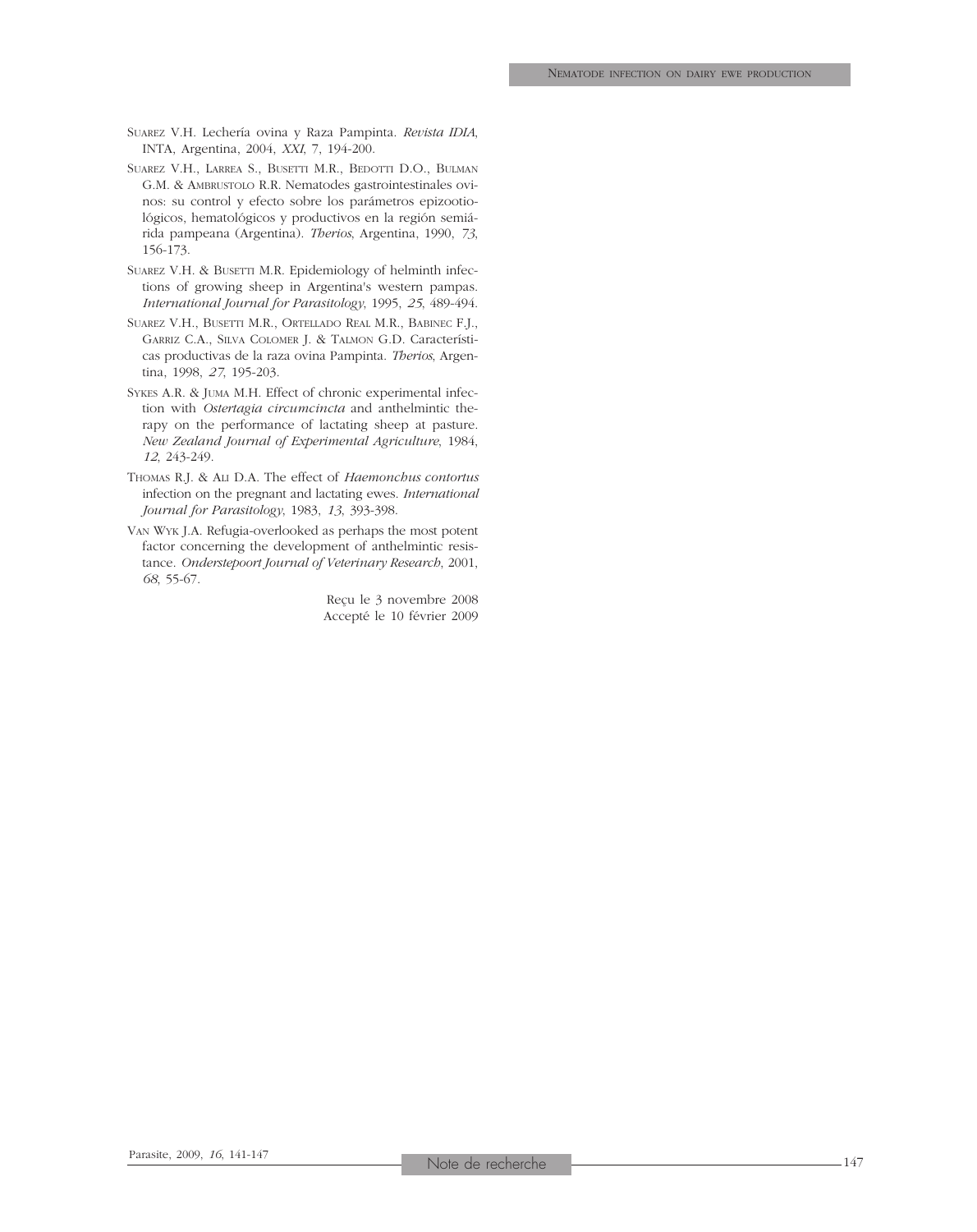Suarez V.H. Lechería ovina y Raza Pampinta. *Revista IDIA*, INTA, Argentina, 2004, *XXI*, 7, 194-200.

Suarez V.H., Larrea S., Busetti M.R., Bedotti D.O., Bulman G.M. & Ambrustolo R.R. Nematodes gastrointestinales ovinos: su control y efecto sobre los parámetros epizootiológicos, hematológicos y productivos en la región semiárida pampeana (Argentina). *Therios*, Argentina, 1990, *73*, 156-173.

Suarez V.H. & Busetti M.R. Epidemiology of helminth infections of growing sheep in Argentina's western pampas. *International Journal for Parasitology*, 1995, *25*, 489-494.

Suarez V.H., Busetti M.R., Ortellado Real M.R., Babinec F.J., Garriz C.A., Silva Colomer J. & Talmon G.D. Características productivas de la raza ovina Pampinta. *Therios*, Argentina, 1998, *27*, 195-203.

Sykes A.R. & Juma M.H. Effect of chronic experimental infection with *Ostertagia circumcincta* and anthelmintic therapy on the performance of lactating sheep at pasture. *New Zealand Journal of Experimental Agriculture*, 1984, *12*, 243-249.

Thomas R.J. & Ali D.A. The effect of *Haemonchus contortus* infection on the pregnant and lactating ewes. *International Journal for Parasitology*, 1983, *13*, 393-398.

Van Wyk J.A. Refugia-overlooked as perhaps the most potent factor concerning the development of anthelmintic resistance. *Onderstepoort Journal of Veterinary Research*, 2001, *68*, 55-67.

Reçu le 3 novembre 2008
Accepté le 10 février 2009